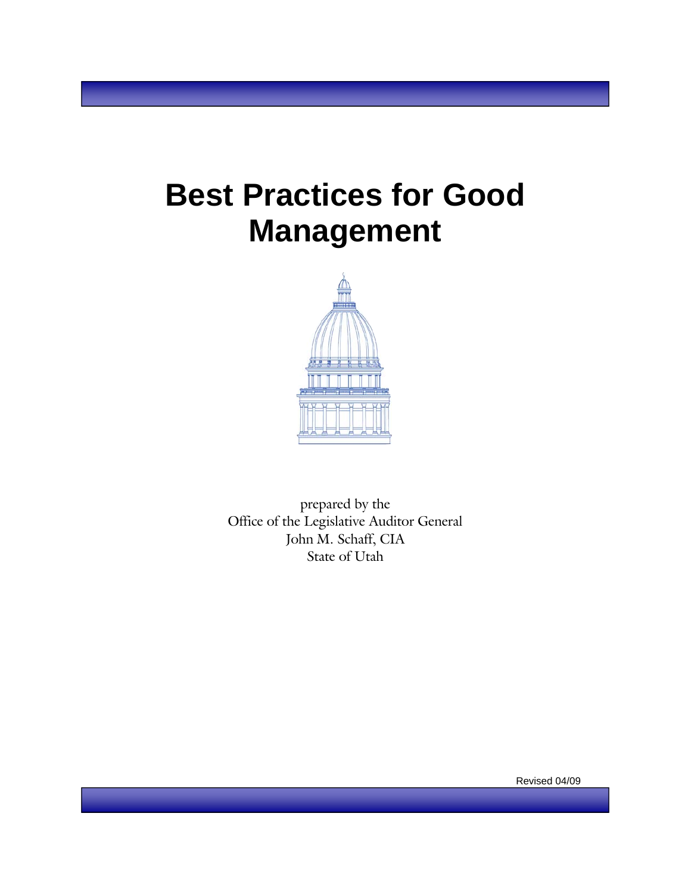# Best Practices for Good Management

prepared by the
Office of the Legislative Auditor General
John M. Schaff, CIA
State of Utah

Revised 04/09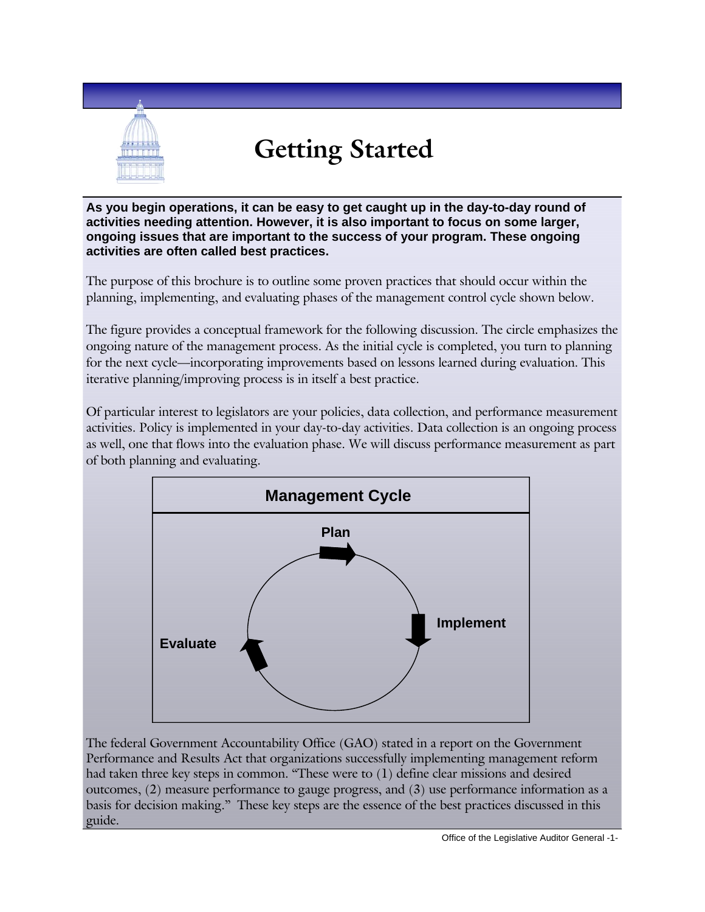# Getting Started

**As you begin operations, it can be easy to get caught up in the day-to-day round of activities needing attention. However, it is also important to focus on some larger, ongoing issues that are important to the success of your program. These ongoing activities are often called best practices.**

The purpose of this brochure is to outline some proven practices that should occur within the planning, implementing, and evaluating phases of the management control cycle shown below.

The figure provides a conceptual framework for the following discussion. The circle emphasizes the ongoing nature of the management process. As the initial cycle is completed, you turn to planning for the next cycle—incorporating improvements based on lessons learned during evaluation. This iterative planning/improving process is in itself a best practice.

Of particular interest to legislators are your policies, data collection, and performance measurement activities. Policy is implemented in your day-to-day activities. Data collection is an ongoing process as well, one that flows into the evaluation phase. We will discuss performance measurement as part of both planning and evaluating.

**Management Cycle**

**Plan** → **Implement** → **Evaluate**

The federal Government Accountability Office (GAO) stated in a report on the Government Performance and Results Act that organizations successfully implementing management reform had taken three key steps in common. "These were to (1) define clear missions and desired outcomes, (2) measure performance to gauge progress, and (3) use performance information as a basis for decision making." These key steps are the essence of the best practices discussed in this guide.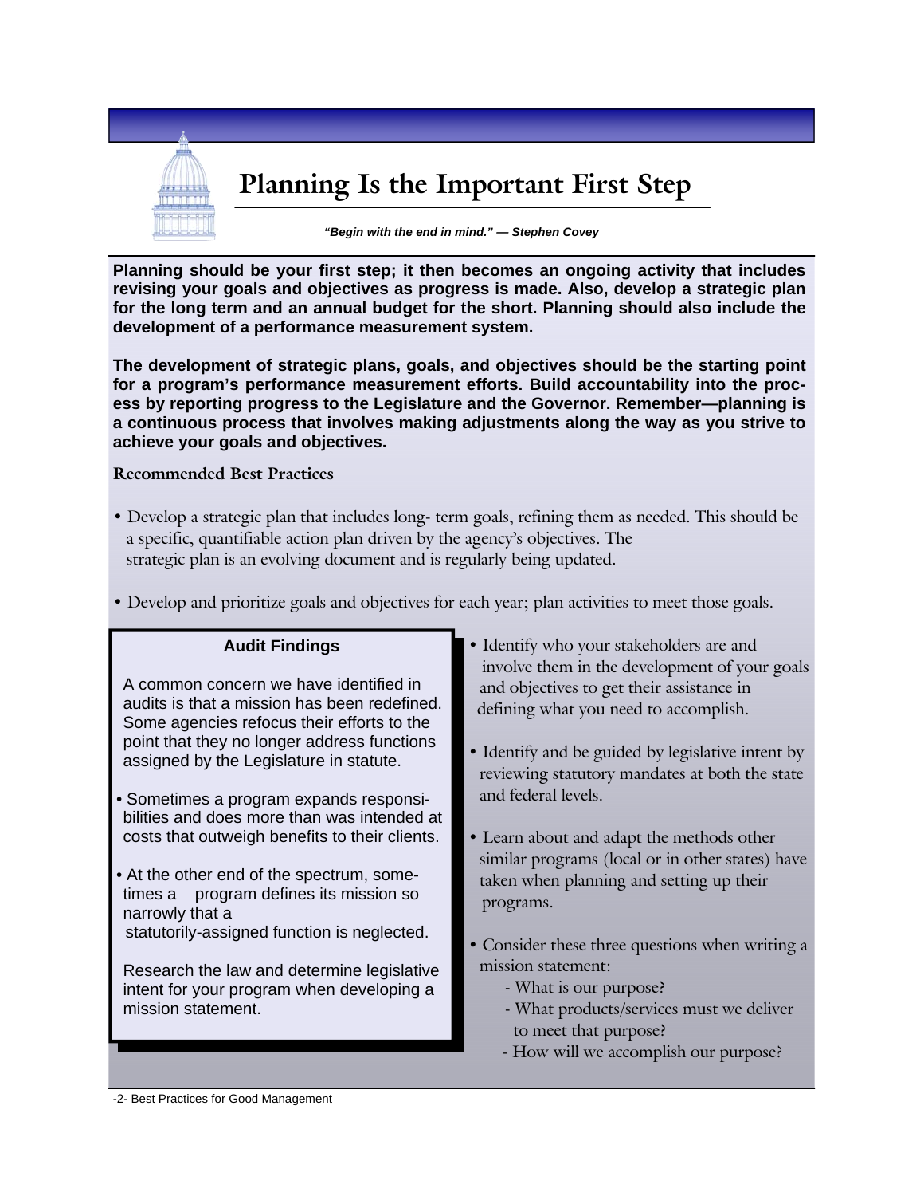# Planning Is the Important First Step

*"Begin with the end in mind." — Stephen Covey*

**Planning should be your first step; it then becomes an ongoing activity that includes revising your goals and objectives as progress is made. Also, develop a strategic plan for the long term and an annual budget for the short. Planning should also include the development of a performance measurement system.**

**The development of strategic plans, goals, and objectives should be the starting point for a program's performance measurement efforts. Build accountability into the process by reporting progress to the Legislature and the Governor. Remember—planning is a continuous process that involves making adjustments along the way as you strive to achieve your goals and objectives.**

## Recommended Best Practices

- Develop a strategic plan that includes long- term goals, refining them as needed. This should be a specific, quantifiable action plan driven by the agency's objectives. The strategic plan is an evolving document and is regularly being updated.
- Develop and prioritize goals and objectives for each year; plan activities to meet those goals.
- Identify who your stakeholders are and involve them in the development of your goals and objectives to get their assistance in defining what you need to accomplish.
- Identify and be guided by legislative intent by reviewing statutory mandates at both the state and federal levels.
- Learn about and adapt the methods other similar programs (local or in other states) have taken when planning and setting up their programs.
- Consider these three questions when writing a mission statement:
  - What is our purpose?
  - What products/services must we deliver to meet that purpose?
  - How will we accomplish our purpose?

### Audit Findings

A common concern we have identified in audits is that a mission has been redefined. Some agencies refocus their efforts to the point that they no longer address functions assigned by the Legislature in statute.

- Sometimes a program expands responsibilities and does more than was intended at costs that outweigh benefits to their clients.
- At the other end of the spectrum, sometimes a program defines its mission so narrowly that a statutorily-assigned function is neglected.

Research the law and determine legislative intent for your program when developing a mission statement.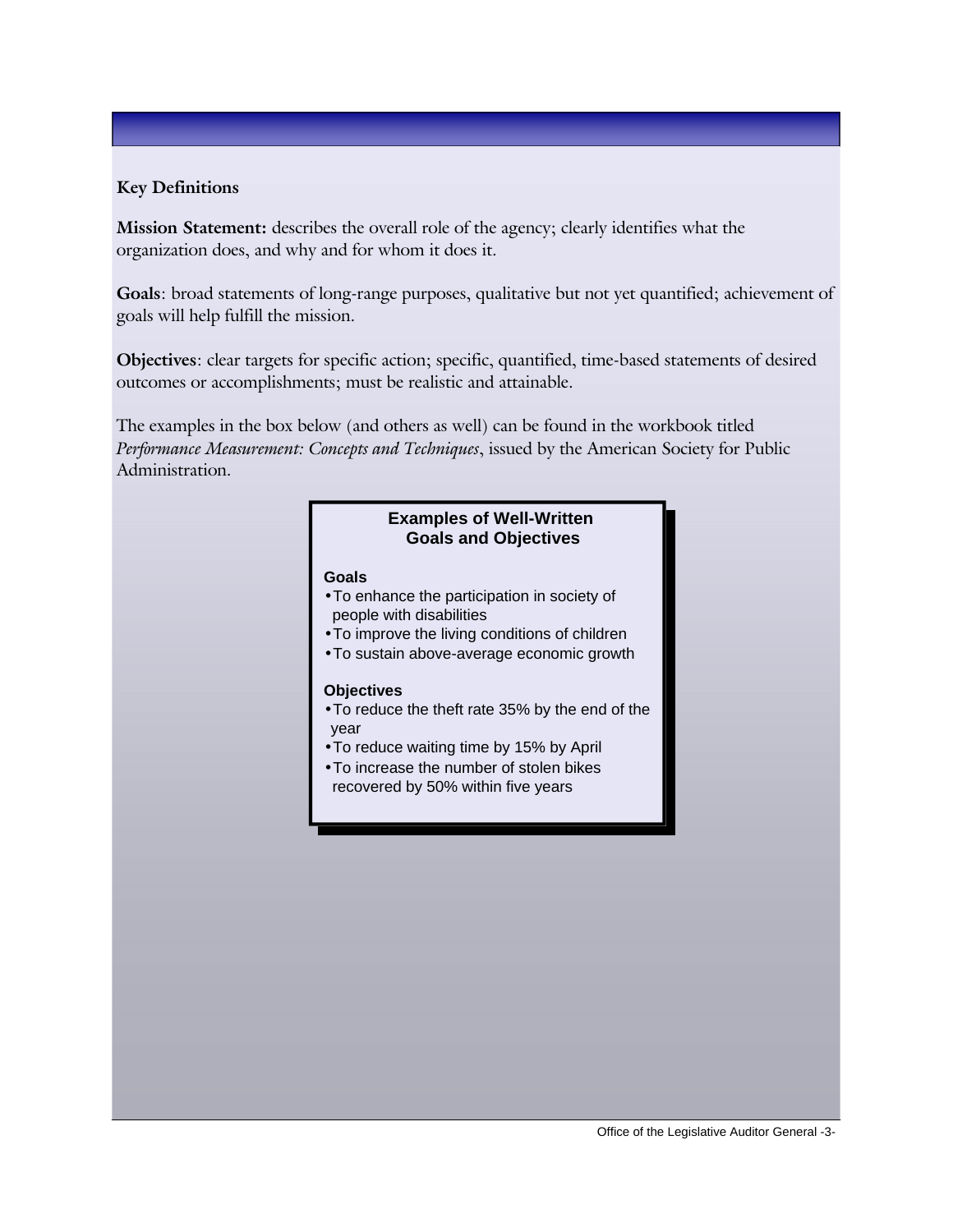### Key Definitions

**Mission Statement:** describes the overall role of the agency; clearly identifies what the organization does, and why and for whom it does it.

**Goals**: broad statements of long-range purposes, qualitative but not yet quantified; achievement of goals will help fulfill the mission.

**Objectives**: clear targets for specific action; specific, quantified, time-based statements of desired outcomes or accomplishments; must be realistic and attainable.

The examples in the box below (and others as well) can be found in the workbook titled *Performance Measurement: Concepts and Techniques*, issued by the American Society for Public Administration.

**Examples of Well-Written Goals and Objectives**

**Goals**

- To enhance the participation in society of people with disabilities
- To improve the living conditions of children
- To sustain above-average economic growth

**Objectives**

- To reduce the theft rate 35% by the end of the year
- To reduce waiting time by 15% by April
- To increase the number of stolen bikes recovered by 50% within five years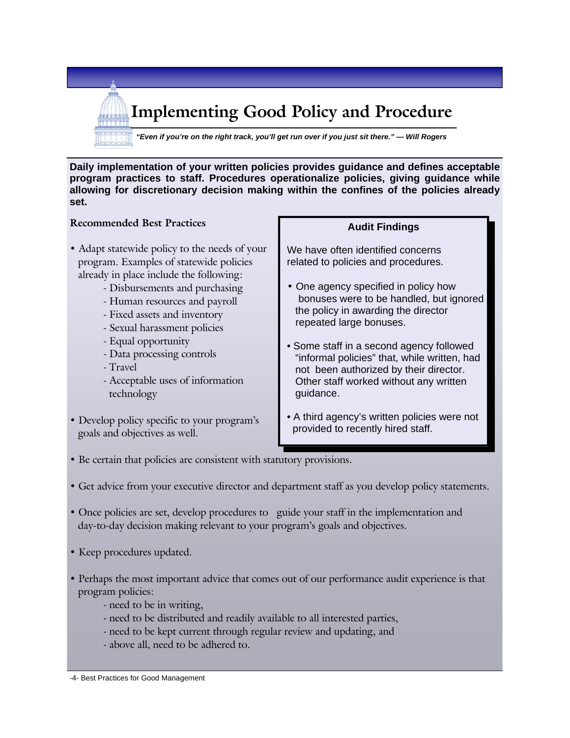# Implementing Good Policy and Procedure

*"Even if you're on the right track, you'll get run over if you just sit there." — Will Rogers*

**Daily implementation of your written policies provides guidance and defines acceptable program practices to staff. Procedures operationalize policies, giving guidance while allowing for discretionary decision making within the confines of the policies already set.**

## Recommended Best Practices

- Adapt statewide policy to the needs of your program. Examples of statewide policies already in place include the following:
  - Disbursements and purchasing
  - Human resources and payroll
  - Fixed assets and inventory
  - Sexual harassment policies
  - Equal opportunity
  - Data processing controls
  - Travel
  - Acceptable uses of information technology
- Develop policy specific to your program's goals and objectives as well.
- Be certain that policies are consistent with statutory provisions.
- Get advice from your executive director and department staff as you develop policy statements.
- Once policies are set, develop procedures to guide your staff in the implementation and day-to-day decision making relevant to your program's goals and objectives.
- Keep procedures updated.
- Perhaps the most important advice that comes out of our performance audit experience is that program policies:
  - need to be in writing,
  - need to be distributed and readily available to all interested parties,
  - need to be kept current through regular review and updating, and
  - above all, need to be adhered to.

### Audit Findings

We have often identified concerns related to policies and procedures.

- One agency specified in policy how bonuses were to be handled, but ignored the policy in awarding the director repeated large bonuses.
- Some staff in a second agency followed "informal policies" that, while written, had not been authorized by their director. Other staff worked without any written guidance.
- A third agency's written policies were not provided to recently hired staff.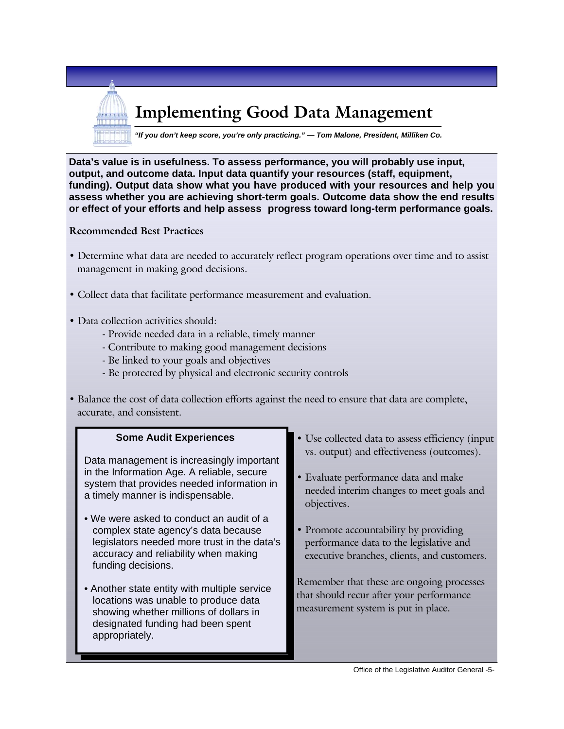# Implementing Good Data Management

***"If you don't keep score, you're only practicing." — Tom Malone, President, Milliken Co.***

**Data's value is in usefulness. To assess performance, you will probably use input, output, and outcome data. Input data quantify your resources (staff, equipment, funding). Output data show what you have produced with your resources and help you assess whether you are achieving short-term goals. Outcome data show the end results or effect of your efforts and help assess progress toward long-term performance goals.**

**Recommended Best Practices**

- Determine what data are needed to accurately reflect program operations over time and to assist management in making good decisions.
- Collect data that facilitate performance measurement and evaluation.
- Data collection activities should:
  - Provide needed data in a reliable, timely manner
  - Contribute to making good management decisions
  - Be linked to your goals and objectives
  - Be protected by physical and electronic security controls
- Balance the cost of data collection efforts against the need to ensure that data are complete, accurate, and consistent.
- Use collected data to assess efficiency (input vs. output) and effectiveness (outcomes).
- Evaluate performance data and make needed interim changes to meet goals and objectives.
- Promote accountability by providing performance data to the legislative and executive branches, clients, and customers.

Remember that these are ongoing processes that should recur after your performance measurement system is put in place.

**Some Audit Experiences**

Data management is increasingly important in the Information Age. A reliable, secure system that provides needed information in a timely manner is indispensable.

- We were asked to conduct an audit of a complex state agency's data because legislators needed more trust in the data's accuracy and reliability when making funding decisions.
- Another state entity with multiple service locations was unable to produce data showing whether millions of dollars in designated funding had been spent appropriately.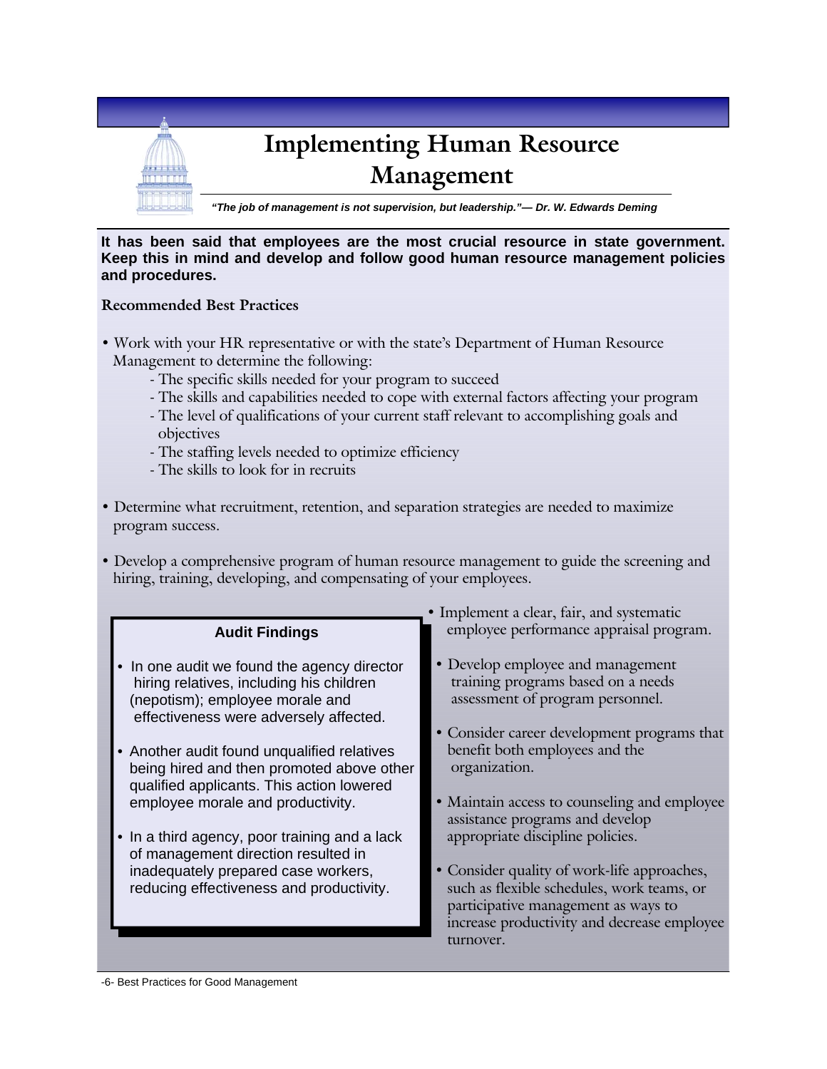# Implementing Human Resource Management

***"The job of management is not supervision, but leadership."— Dr. W. Edwards Deming***

**It has been said that employees are the most crucial resource in state government. Keep this in mind and develop and follow good human resource management policies and procedures.**

## Recommended Best Practices

- Work with your HR representative or with the state's Department of Human Resource Management to determine the following:
  - The specific skills needed for your program to succeed
  - The skills and capabilities needed to cope with external factors affecting your program
  - The level of qualifications of your current staff relevant to accomplishing goals and objectives
  - The staffing levels needed to optimize efficiency
  - The skills to look for in recruits

- Determine what recruitment, retention, and separation strategies are needed to maximize program success.

- Develop a comprehensive program of human resource management to guide the screening and hiring, training, developing, and compensating of your employees.

- Implement a clear, fair, and systematic employee performance appraisal program.

- Develop employee and management training programs based on a needs assessment of program personnel.

- Consider career development programs that benefit both employees and the organization.

- Maintain access to counseling and employee assistance programs and develop appropriate discipline policies.

- Consider quality of work-life approaches, such as flexible schedules, work teams, or participative management as ways to increase productivity and decrease employee turnover.

### Audit Findings

- In one audit we found the agency director hiring relatives, including his children (nepotism); employee morale and effectiveness were adversely affected.

- Another audit found unqualified relatives being hired and then promoted above other qualified applicants. This action lowered employee morale and productivity.

- In a third agency, poor training and a lack of management direction resulted in inadequately prepared case workers, reducing effectiveness and productivity.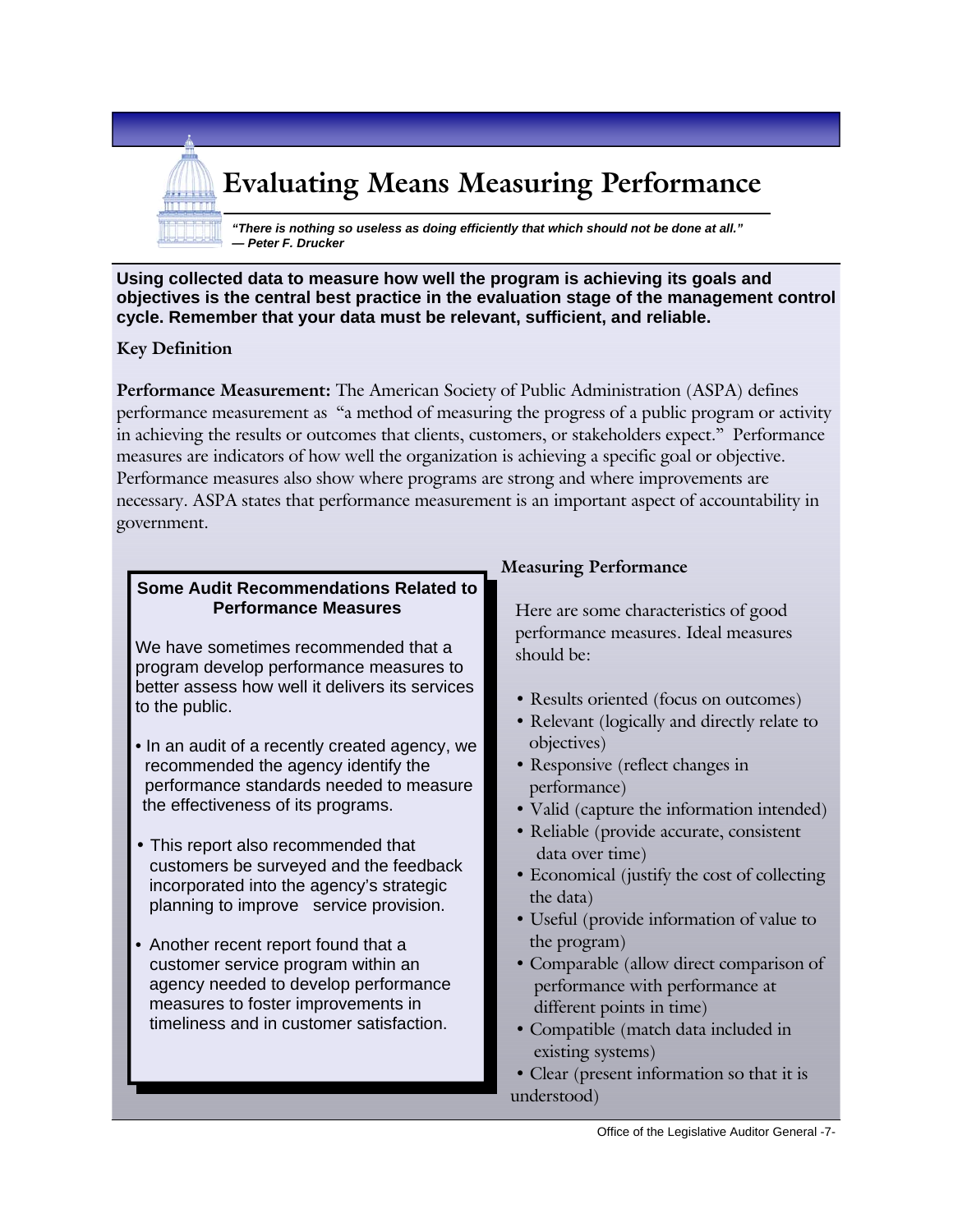# Evaluating Means Measuring Performance

***"There is nothing so useless as doing efficiently that which should not be done at all."***
***— Peter F. Drucker***

**Using collected data to measure how well the program is achieving its goals and objectives is the central best practice in the evaluation stage of the management control cycle. Remember that your data must be relevant, sufficient, and reliable.**

### Key Definition

**Performance Measurement:** The American Society of Public Administration (ASPA) defines performance measurement as "a method of measuring the progress of a public program or activity in achieving the results or outcomes that clients, customers, or stakeholders expect." Performance measures are indicators of how well the organization is achieving a specific goal or objective. Performance measures also show where programs are strong and where improvements are necessary. ASPA states that performance measurement is an important aspect of accountability in government.

**Some Audit Recommendations Related to Performance Measures**

We have sometimes recommended that a program develop performance measures to better assess how well it delivers its services to the public.

- In an audit of a recently created agency, we recommended the agency identify the performance standards needed to measure the effectiveness of its programs.
- This report also recommended that customers be surveyed and the feedback incorporated into the agency's strategic planning to improve service provision.
- Another recent report found that a customer service program within an agency needed to develop performance measures to foster improvements in timeliness and in customer satisfaction.

### Measuring Performance

Here are some characteristics of good performance measures. Ideal measures should be:

- Results oriented (focus on outcomes)
- Relevant (logically and directly relate to objectives)
- Responsive (reflect changes in performance)
- Valid (capture the information intended)
- Reliable (provide accurate, consistent data over time)
- Economical (justify the cost of collecting the data)
- Useful (provide information of value to the program)
- Comparable (allow direct comparison of performance with performance at different points in time)
- Compatible (match data included in existing systems)
- Clear (present information so that it is understood)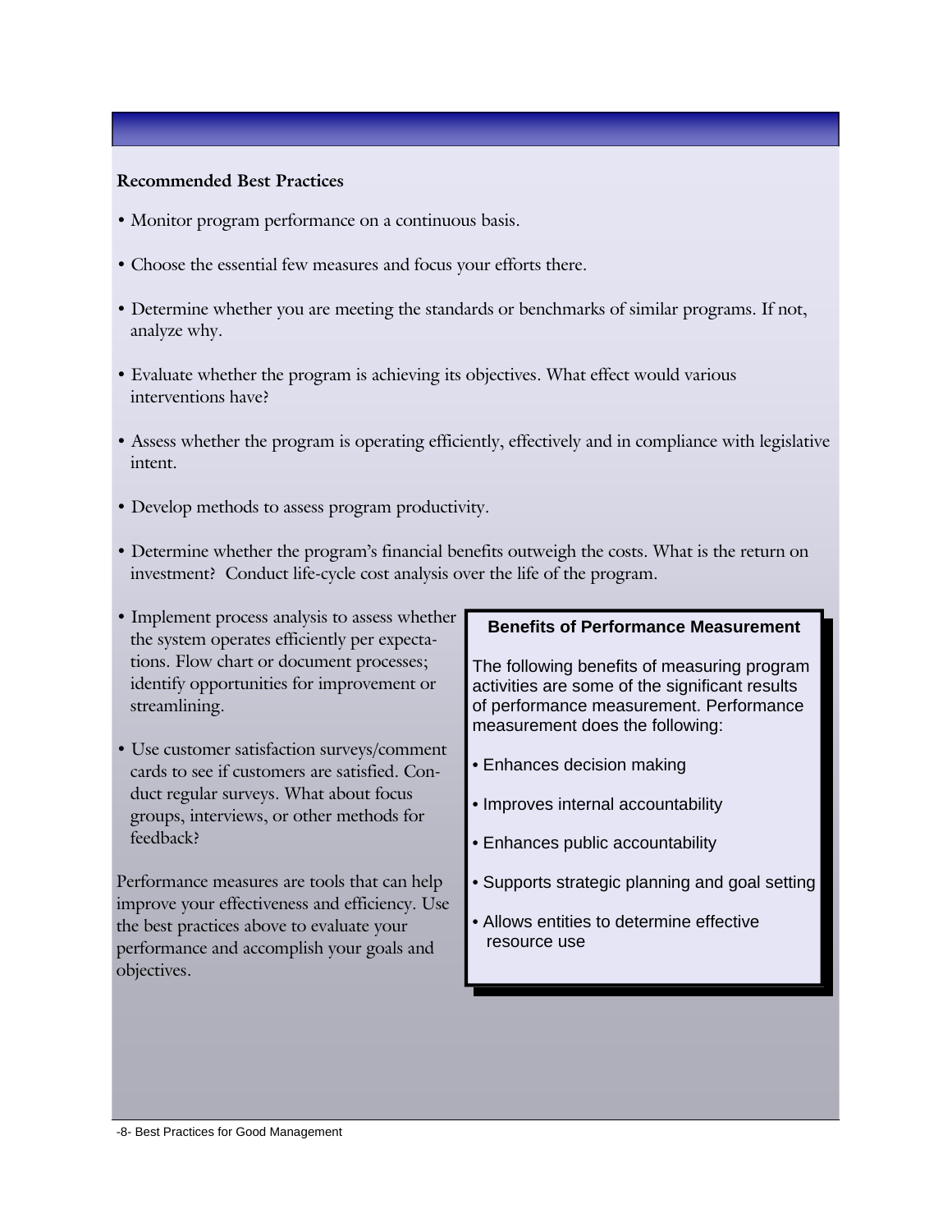**Recommended Best Practices**

- Monitor program performance on a continuous basis.
- Choose the essential few measures and focus your efforts there.
- Determine whether you are meeting the standards or benchmarks of similar programs. If not, analyze why.
- Evaluate whether the program is achieving its objectives. What effect would various interventions have?
- Assess whether the program is operating efficiently, effectively and in compliance with legislative intent.
- Develop methods to assess program productivity.
- Determine whether the program's financial benefits outweigh the costs. What is the return on investment? Conduct life-cycle cost analysis over the life of the program.
- Implement process analysis to assess whether the system operates efficiently per expectations. Flow chart or document processes; identify opportunities for improvement or streamlining.
- Use customer satisfaction surveys/comment cards to see if customers are satisfied. Conduct regular surveys. What about focus groups, interviews, or other methods for feedback?

Performance measures are tools that can help improve your effectiveness and efficiency. Use the best practices above to evaluate your performance and accomplish your goals and objectives.

**Benefits of Performance Measurement**

The following benefits of measuring program activities are some of the significant results of performance measurement. Performance measurement does the following:

- Enhances decision making
- Improves internal accountability
- Enhances public accountability
- Supports strategic planning and goal setting
- Allows entities to determine effective resource use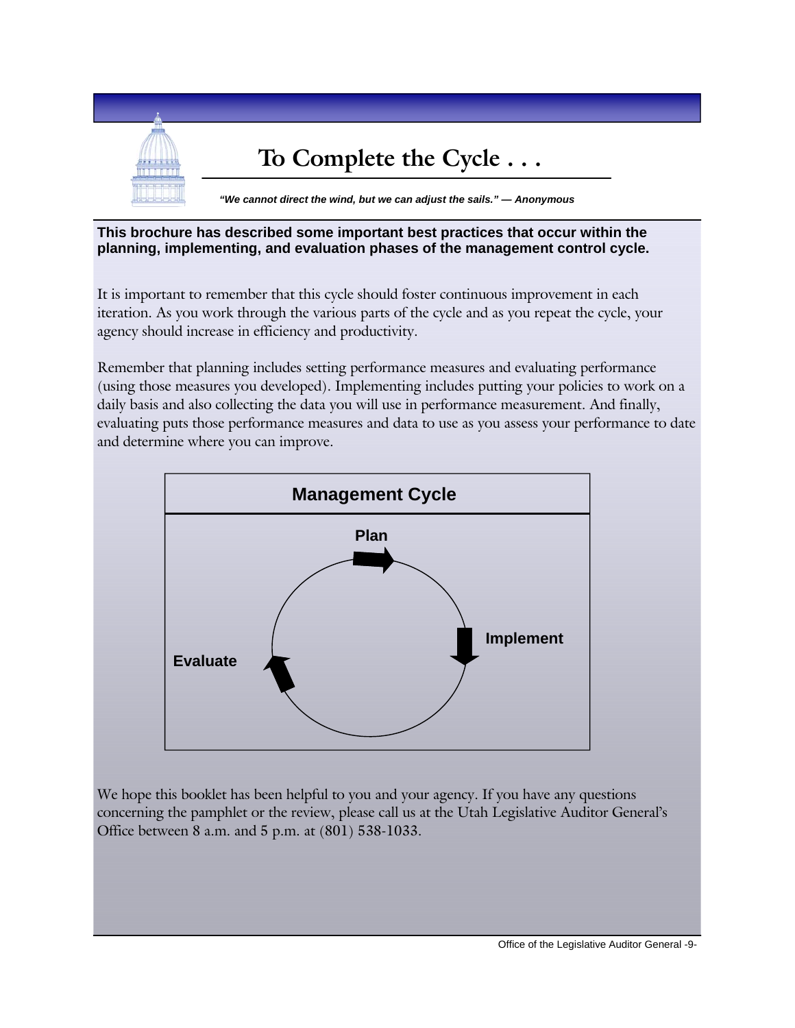# To Complete the Cycle . . .

***"We cannot direct the wind, but we can adjust the sails." — Anonymous***

**This brochure has described some important best practices that occur within the planning, implementing, and evaluation phases of the management control cycle.**

It is important to remember that this cycle should foster continuous improvement in each iteration. As you work through the various parts of the cycle and as you repeat the cycle, your agency should increase in efficiency and productivity.

Remember that planning includes setting performance measures and evaluating performance (using those measures you developed). Implementing includes putting your policies to work on a daily basis and also collecting the data you will use in performance measurement. And finally, evaluating puts those performance measures and data to use as you assess your performance to date and determine where you can improve.

**Management Cycle**

**Plan**

**Implement**

**Evaluate**

We hope this booklet has been helpful to you and your agency. If you have any questions concerning the pamphlet or the review, please call us at the Utah Legislative Auditor General's Office between 8 a.m. and 5 p.m. at (801) 538-1033.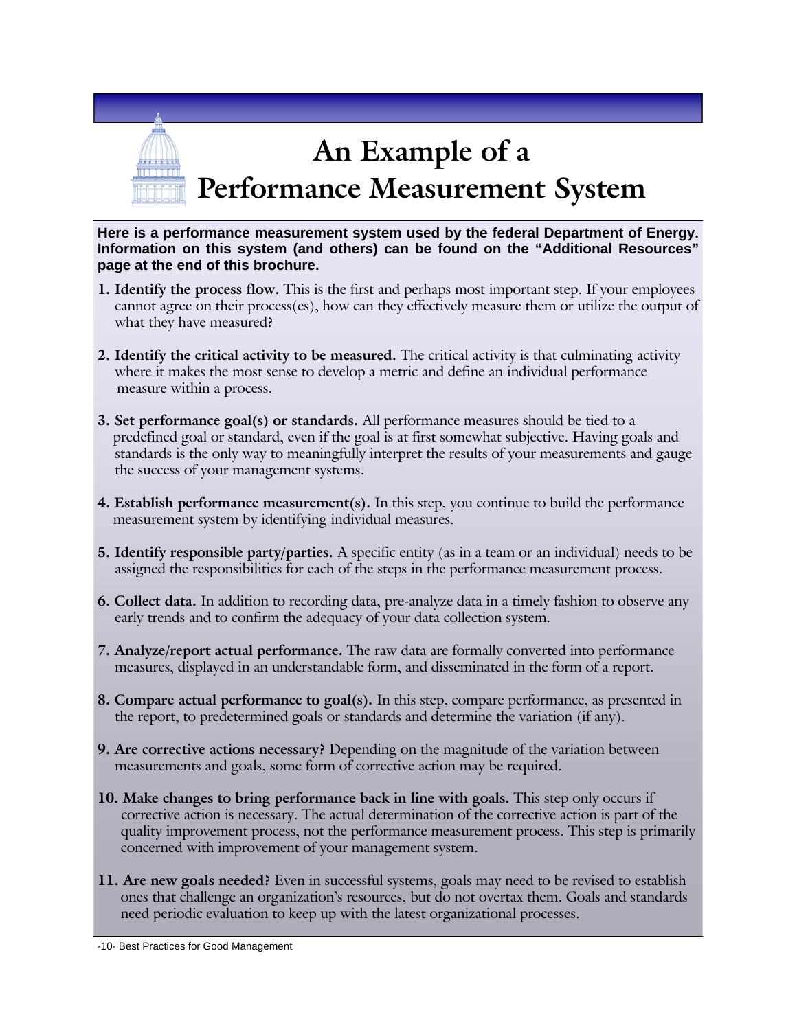# An Example of a Performance Measurement System

**Here is a performance measurement system used by the federal Department of Energy. Information on this system (and others) can be found on the "Additional Resources" page at the end of this brochure.**

1. **Identify the process flow.** This is the first and perhaps most important step. If your employees cannot agree on their process(es), how can they effectively measure them or utilize the output of what they have measured?

2. **Identify the critical activity to be measured.** The critical activity is that culminating activity where it makes the most sense to develop a metric and define an individual performance measure within a process.

3. **Set performance goal(s) or standards.** All performance measures should be tied to a predefined goal or standard, even if the goal is at first somewhat subjective. Having goals and standards is the only way to meaningfully interpret the results of your measurements and gauge the success of your management systems.

4. **Establish performance measurement(s).** In this step, you continue to build the performance measurement system by identifying individual measures.

5. **Identify responsible party/parties.** A specific entity (as in a team or an individual) needs to be assigned the responsibilities for each of the steps in the performance measurement process.

6. **Collect data.** In addition to recording data, pre-analyze data in a timely fashion to observe any early trends and to confirm the adequacy of your data collection system.

7. **Analyze/report actual performance.** The raw data are formally converted into performance measures, displayed in an understandable form, and disseminated in the form of a report.

8. **Compare actual performance to goal(s).** In this step, compare performance, as presented in the report, to predetermined goals or standards and determine the variation (if any).

9. **Are corrective actions necessary?** Depending on the magnitude of the variation between measurements and goals, some form of corrective action may be required.

10. **Make changes to bring performance back in line with goals.** This step only occurs if corrective action is necessary. The actual determination of the corrective action is part of the quality improvement process, not the performance measurement process. This step is primarily concerned with improvement of your management system.

11. **Are new goals needed?** Even in successful systems, goals may need to be revised to establish ones that challenge an organization's resources, but do not overtax them. Goals and standards need periodic evaluation to keep up with the latest organizational processes.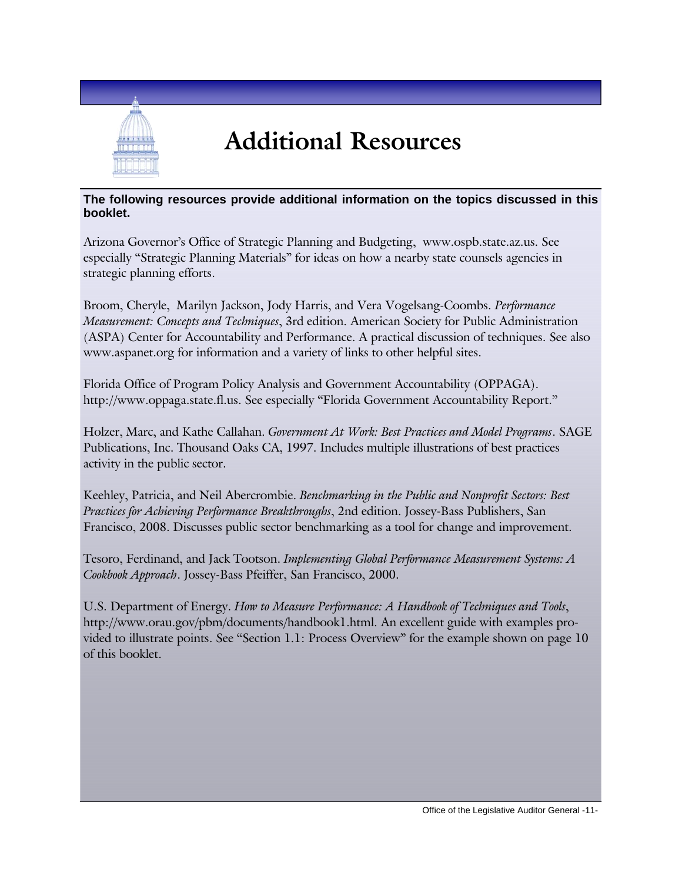# Additional Resources

**The following resources provide additional information on the topics discussed in this booklet.**

Arizona Governor's Office of Strategic Planning and Budgeting, www.ospb.state.az.us. See especially "Strategic Planning Materials" for ideas on how a nearby state counsels agencies in strategic planning efforts.

Broom, Cheryle, Marilyn Jackson, Jody Harris, and Vera Vogelsang-Coombs. *Performance Measurement: Concepts and Techniques*, 3rd edition. American Society for Public Administration (ASPA) Center for Accountability and Performance. A practical discussion of techniques. See also www.aspanet.org for information and a variety of links to other helpful sites.

Florida Office of Program Policy Analysis and Government Accountability (OPPAGA). http://www.oppaga.state.fl.us. See especially "Florida Government Accountability Report."

Holzer, Marc, and Kathe Callahan. *Government At Work: Best Practices and Model Programs*. SAGE Publications, Inc. Thousand Oaks CA, 1997. Includes multiple illustrations of best practices activity in the public sector.

Keehley, Patricia, and Neil Abercrombie. *Benchmarking in the Public and Nonprofit Sectors: Best Practices for Achieving Performance Breakthroughs*, 2nd edition. Jossey-Bass Publishers, San Francisco, 2008. Discusses public sector benchmarking as a tool for change and improvement.

Tesoro, Ferdinand, and Jack Tootson. *Implementing Global Performance Measurement Systems: A Cookbook Approach*. Jossey-Bass Pfeiffer, San Francisco, 2000.

U.S. Department of Energy. *How to Measure Performance: A Handbook of Techniques and Tools*, http://www.orau.gov/pbm/documents/handbook1.html. An excellent guide with examples provided to illustrate points. See "Section 1.1: Process Overview" for the example shown on page 10 of this booklet.